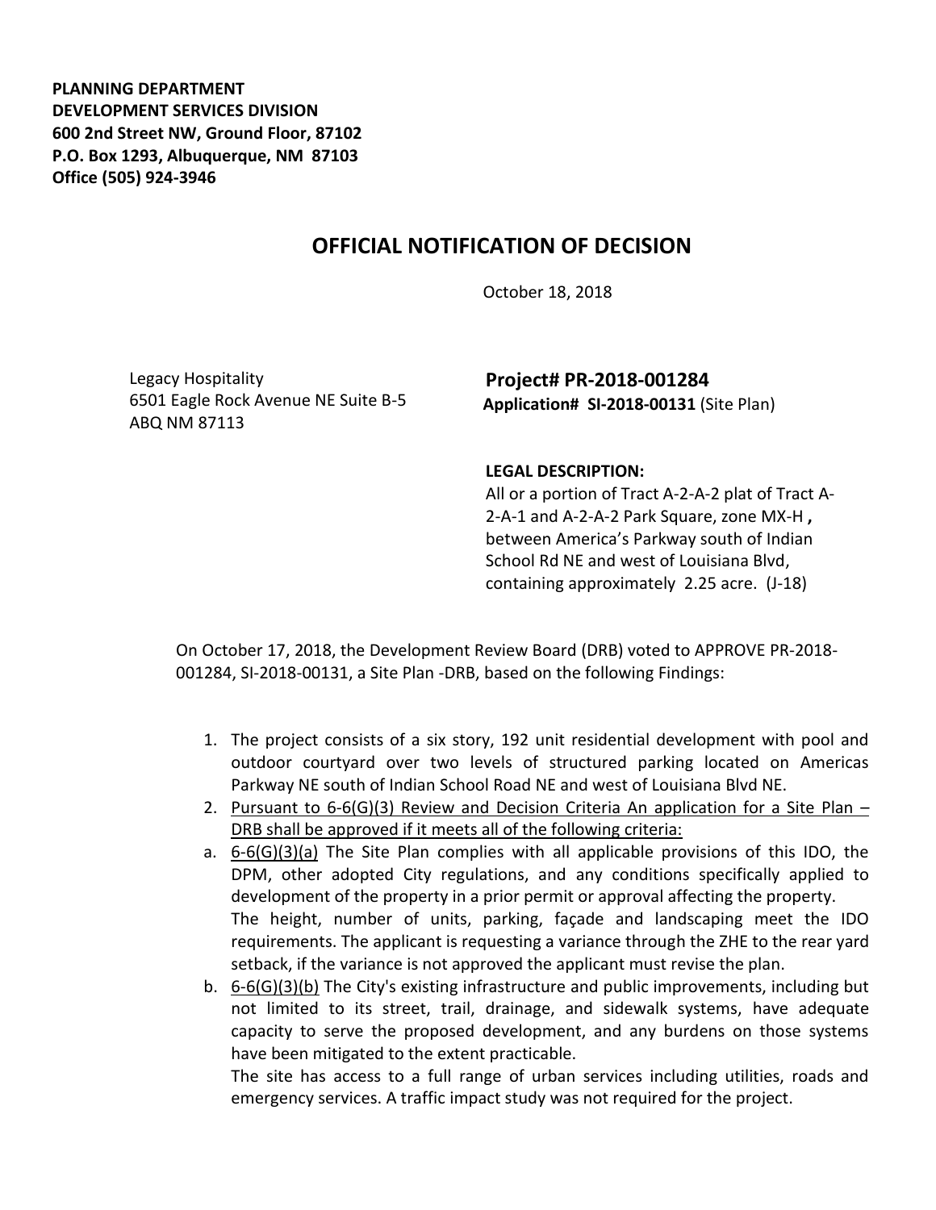**PLANNING DEPARTMENT**
**DEVELOPMENT SERVICES DIVISION**
**600 2nd Street NW, Ground Floor, 87102**
**P.O. Box 1293, Albuquerque, NM 87103**
**Office (505) 924-3946**

# OFFICIAL NOTIFICATION OF DECISION

October 18, 2018

Legacy Hospitality
6501 Eagle Rock Avenue NE Suite B-5
ABQ NM 87113

**Project# PR-2018-001284**
**Application# SI-2018-00131** (Site Plan)

**LEGAL DESCRIPTION:**
All or a portion of Tract A-2-A-2 plat of Tract A-2-A-1 and A-2-A-2 Park Square, zone MX-H **,** between America's Parkway south of Indian School Rd NE and west of Louisiana Blvd, containing approximately 2.25 acre. (J-18)

On October 17, 2018, the Development Review Board (DRB) voted to APPROVE PR-2018-001284, SI-2018-00131, a Site Plan -DRB, based on the following Findings:

1. The project consists of a six story, 192 unit residential development with pool and outdoor courtyard over two levels of structured parking located on Americas Parkway NE south of Indian School Road NE and west of Louisiana Blvd NE.
2. Pursuant to 6-6(G)(3) Review and Decision Criteria An application for a Site Plan – DRB shall be approved if it meets all of the following criteria:

a. 6-6(G)(3)(a) The Site Plan complies with all applicable provisions of this IDO, the DPM, other adopted City regulations, and any conditions specifically applied to development of the property in a prior permit or approval affecting the property.
The height, number of units, parking, façade and landscaping meet the IDO requirements. The applicant is requesting a variance through the ZHE to the rear yard setback, if the variance is not approved the applicant must revise the plan.

b. 6-6(G)(3)(b) The City's existing infrastructure and public improvements, including but not limited to its street, trail, drainage, and sidewalk systems, have adequate capacity to serve the proposed development, and any burdens on those systems have been mitigated to the extent practicable.
The site has access to a full range of urban services including utilities, roads and emergency services. A traffic impact study was not required for the project.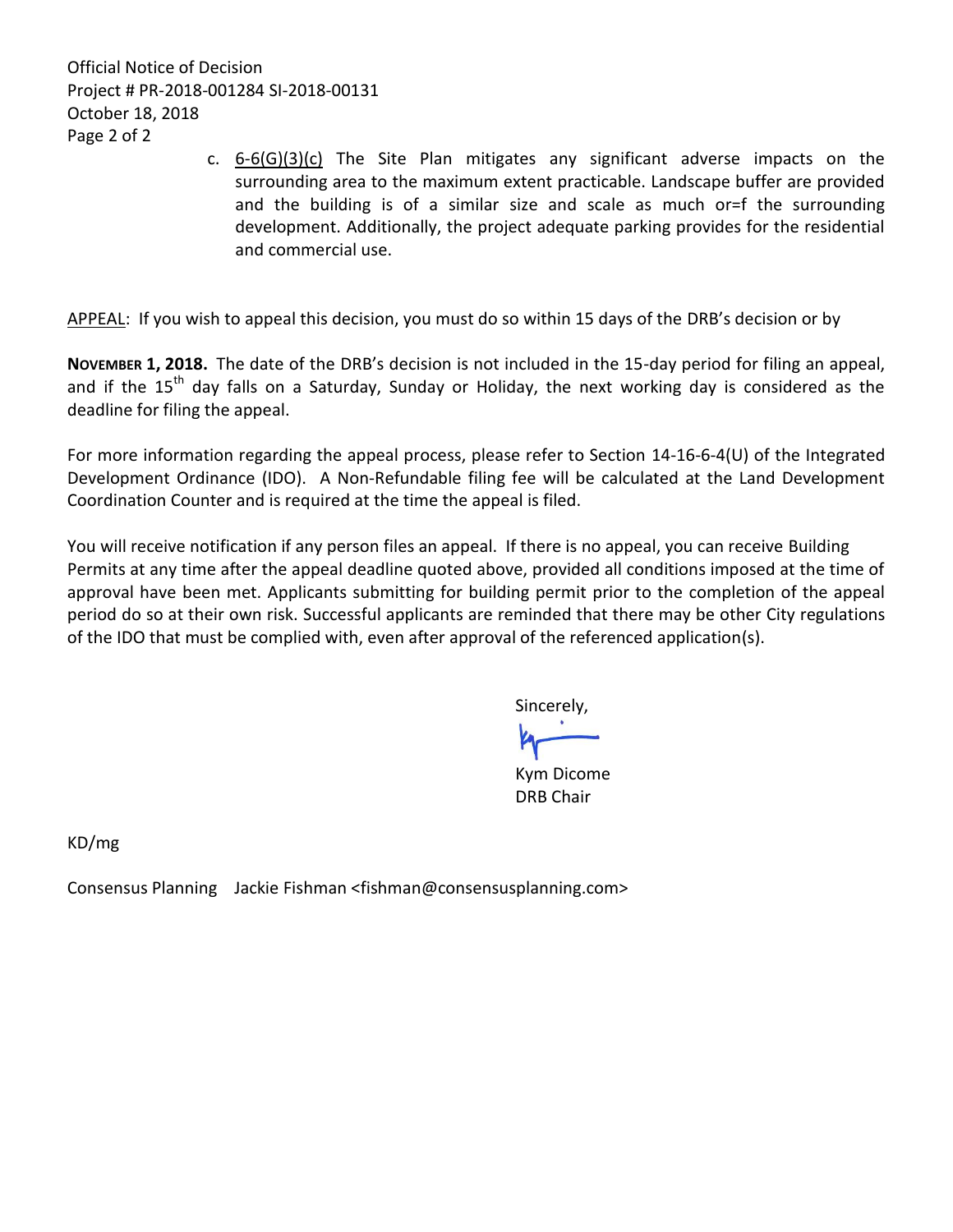c. 6-6(G)(3)(c) The Site Plan mitigates any significant adverse impacts on the surrounding area to the maximum extent practicable. Landscape buffer are provided and the building is of a similar size and scale as much or=f the surrounding development. Additionally, the project adequate parking provides for the residential and commercial use.

APPEAL: If you wish to appeal this decision, you must do so within 15 days of the DRB's decision or by

**NOVEMBER 1, 2018.** The date of the DRB's decision is not included in the 15-day period for filing an appeal, and if the 15th day falls on a Saturday, Sunday or Holiday, the next working day is considered as the deadline for filing the appeal.

For more information regarding the appeal process, please refer to Section 14-16-6-4(U) of the Integrated Development Ordinance (IDO). A Non-Refundable filing fee will be calculated at the Land Development Coordination Counter and is required at the time the appeal is filed.

You will receive notification if any person files an appeal. If there is no appeal, you can receive Building Permits at any time after the appeal deadline quoted above, provided all conditions imposed at the time of approval have been met. Applicants submitting for building permit prior to the completion of the appeal period do so at their own risk. Successful applicants are reminded that there may be other City regulations of the IDO that must be complied with, even after approval of the referenced application(s).

Sincerely,

Kym Dicome
DRB Chair

KD/mg

Consensus Planning Jackie Fishman <fishman@consensusplanning.com>